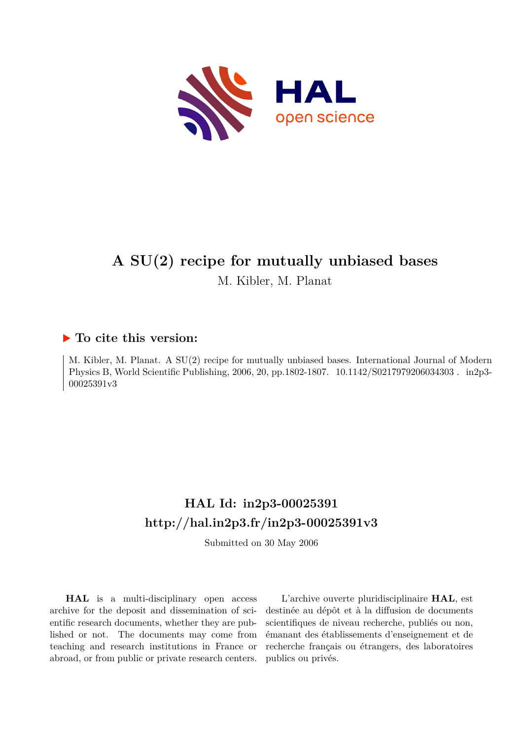# A SU(2) recipe for mutually unbiased bases

M. Kibler, M. Planat

## ▶ To cite this version:

M. Kibler, M. Planat. A SU(2) recipe for mutually unbiased bases. International Journal of Modern Physics B, World Scientific Publishing, 2006, 20, pp.1802-1807. 10.1142/S0217979206034303. in2p3-00025391v3

## HAL Id: in2p3-00025391

## http://hal.in2p3.fr/in2p3-00025391v3

Submitted on 30 May 2006

**HAL** is a multi-disciplinary open access archive for the deposit and dissemination of scientific research documents, whether they are published or not. The documents may come from teaching and research institutions in France or abroad, or from public or private research centers.

L'archive ouverte pluridisciplinaire **HAL**, est destinée au dépôt et à la diffusion de documents scientifiques de niveau recherche, publiés ou non, émanant des établissements d'enseignement et de recherche français ou étrangers, des laboratoires publics ou privés.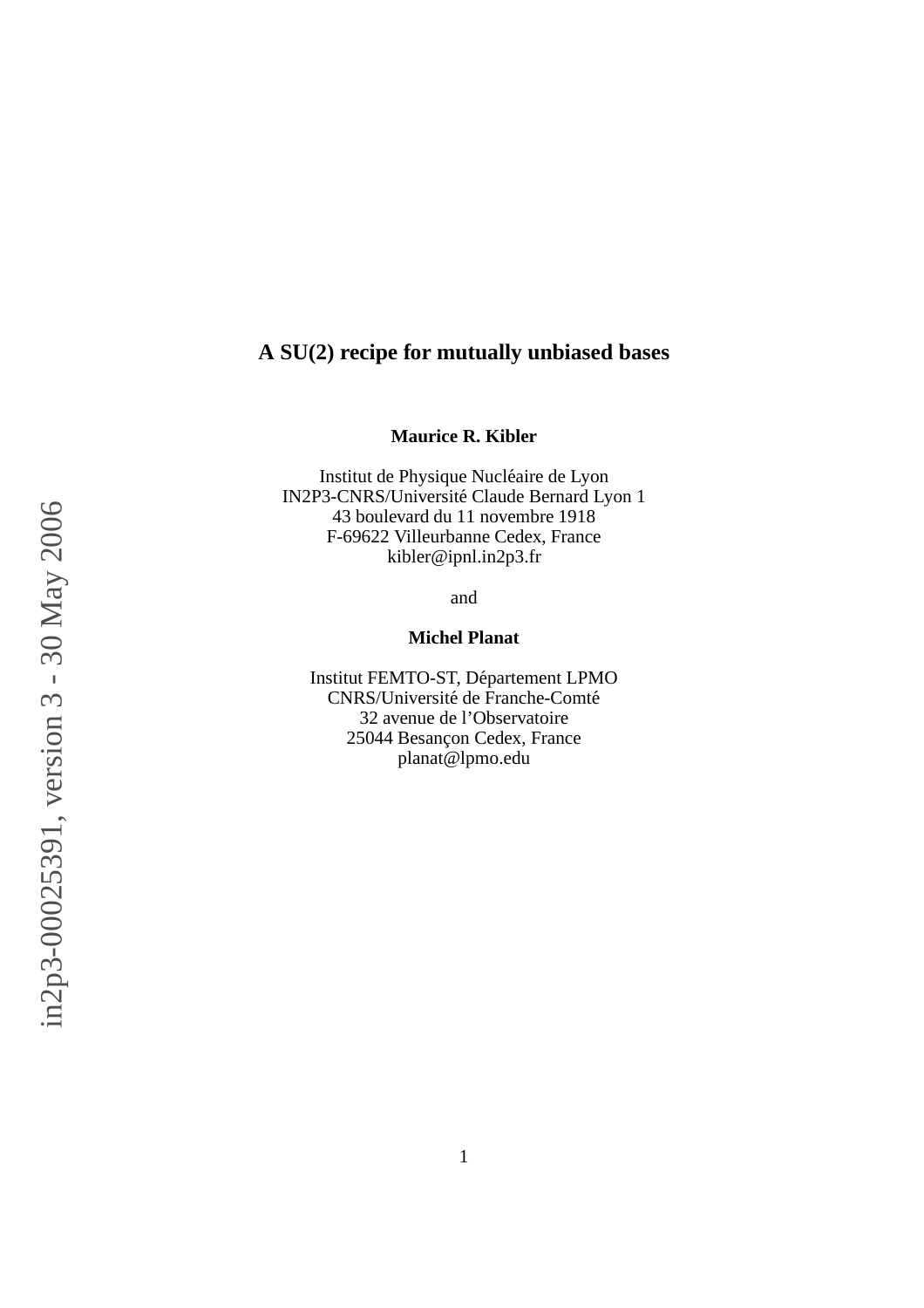# A SU(2) recipe for mutually unbiased bases

**Maurice R. Kibler**

Institut de Physique Nucléaire de Lyon
IN2P3-CNRS/Université Claude Bernard Lyon 1
43 boulevard du 11 novembre 1918
F-69622 Villeurbanne Cedex, France
kibler@ipnl.in2p3.fr

and

**Michel Planat**

Institut FEMTO-ST, Département LPMO
CNRS/Université de Franche-Comté
32 avenue de l'Observatoire
25044 Besançon Cedex, France
planat@lpmo.edu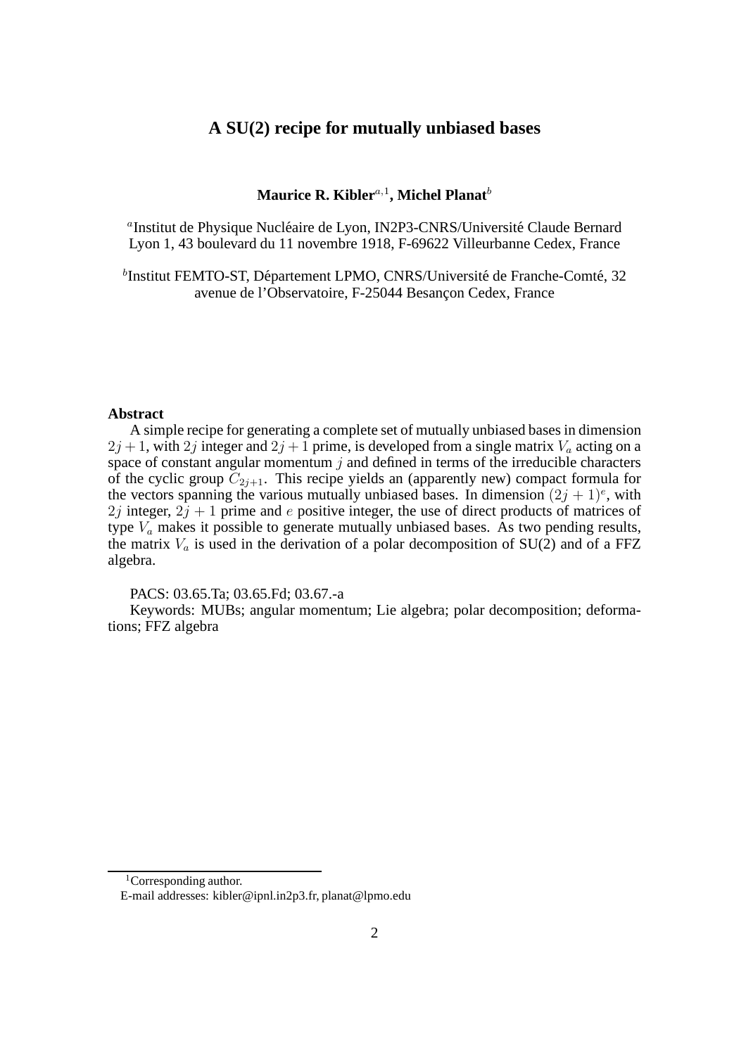# A SU(2) recipe for mutually unbiased bases

**Maurice R. Kibler**[a,1]**, Michel Planat**[b]

[a]Institut de Physique Nucléaire de Lyon, IN2P3-CNRS/Université Claude Bernard Lyon 1, 43 boulevard du 11 novembre 1918, F-69622 Villeurbanne Cedex, France

[b]Institut FEMTO-ST, Département LPMO, CNRS/Université de Franche-Comté, 32 avenue de l'Observatoire, F-25044 Besançon Cedex, France

**Abstract**

A simple recipe for generating a complete set of mutually unbiased bases in dimension $2j+1$, with $2j$ integer and $2j+1$ prime, is developed from a single matrix $V_a$ acting on a space of constant angular momentum $j$ and defined in terms of the irreducible characters of the cyclic group $C_{2j+1}$. This recipe yields an (apparently new) compact formula for the vectors spanning the various mutually unbiased bases. In dimension $(2j+1)^e$, with $2j$ integer, $2j+1$ prime and $e$ positive integer, the use of direct products of matrices of type $V_a$ makes it possible to generate mutually unbiased bases. As two pending results, the matrix $V_a$ is used in the derivation of a polar decomposition of SU(2) and of a FFZ algebra.

PACS: 03.65.Ta; 03.65.Fd; 03.67.-a

Keywords: MUBs; angular momentum; Lie algebra; polar decomposition; deformations; FFZ algebra

---

[1]Corresponding author.

E-mail addresses: kibler@ipnl.in2p3.fr, planat@lpmo.edu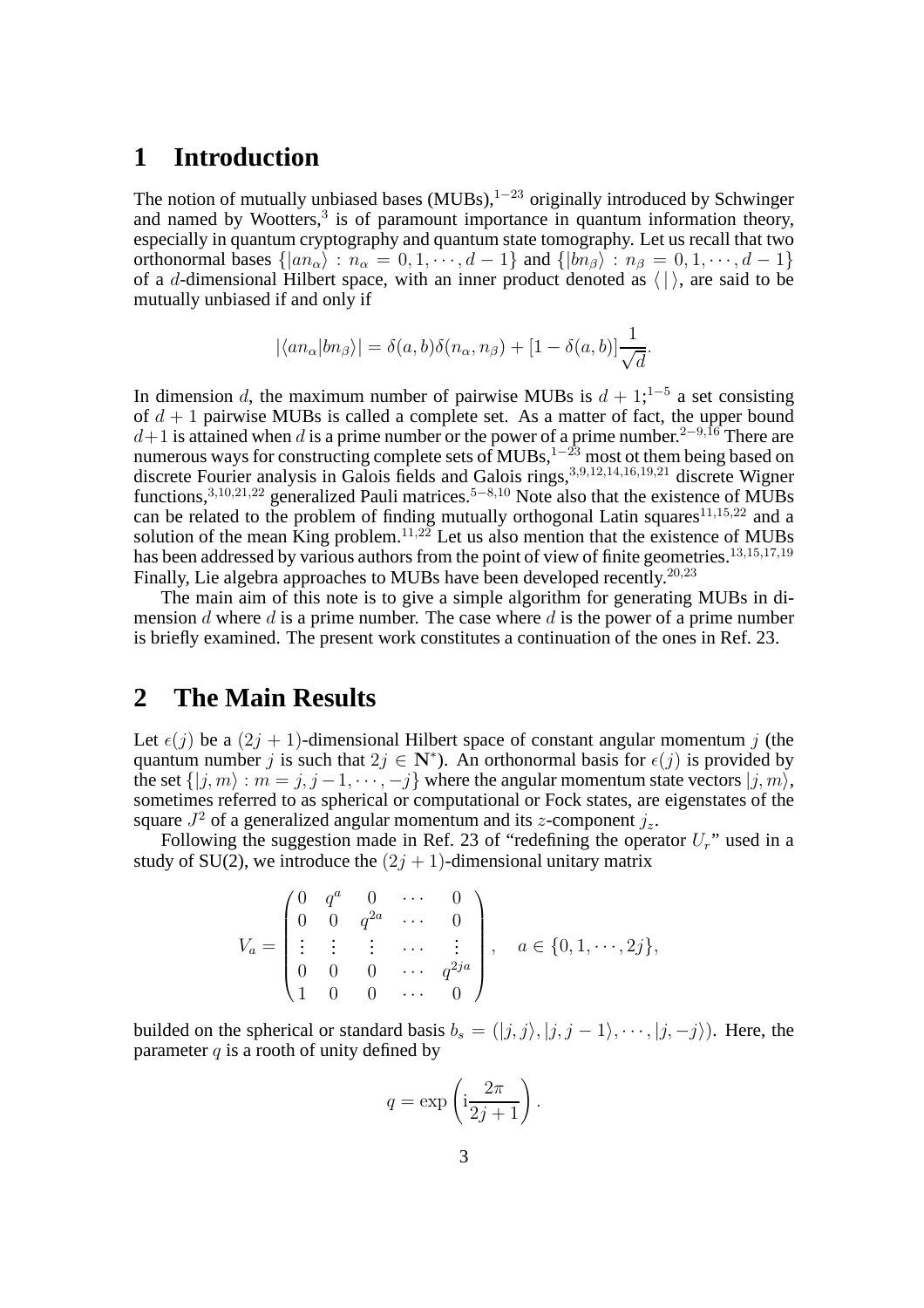# 1 Introduction

The notion of mutually unbiased bases (MUBs),[1−23] originally introduced by Schwinger and named by Wootters,[3] is of paramount importance in quantum information theory, especially in quantum cryptography and quantum state tomography. Let us recall that two orthonormal bases $\{|a n_\alpha\rangle : n_\alpha = 0, 1, \cdots, d-1\}$ and $\{|b n_\beta\rangle : n_\beta = 0, 1, \cdots, d-1\}$ of a $d$-dimensional Hilbert space, with an inner product denoted as $\langle\,|\,\rangle$, are said to be mutually unbiased if and only if

$$|\langle a n_\alpha | b n_\beta\rangle| = \delta(a,b)\delta(n_\alpha, n_\beta) + [1 - \delta(a,b)]\frac{1}{\sqrt{d}}.$$

In dimension $d$, the maximum number of pairwise MUBs is $d+1$;[1−5] a set consisting of $d+1$ pairwise MUBs is called a complete set. As a matter of fact, the upper bound $d+1$ is attained when $d$ is a prime number or the power of a prime number.[2−9,16] There are numerous ways for constructing complete sets of MUBs,[1−23] most ot them being based on discrete Fourier analysis in Galois fields and Galois rings,[3,9,12,14,16,19,21] discrete Wigner functions,[3,10,21,22] generalized Pauli matrices.[5−8,10] Note also that the existence of MUBs can be related to the problem of finding mutually orthogonal Latin squares[11,15,22] and a solution of the mean King problem.[11,22] Let us also mention that the existence of MUBs has been addressed by various authors from the point of view of finite geometries.[13,15,17,19] Finally, Lie algebra approaches to MUBs have been developed recently.[20,23]

The main aim of this note is to give a simple algorithm for generating MUBs in dimension $d$ where $d$ is a prime number. The case where $d$ is the power of a prime number is briefly examined. The present work constitutes a continuation of the ones in Ref. 23.

# 2 The Main Results

Let $\epsilon(j)$ be a $(2j+1)$-dimensional Hilbert space of constant angular momentum $j$ (the quantum number $j$ is such that $2j \in \mathbf{N}^*$). An orthonormal basis for $\epsilon(j)$ is provided by the set $\{|j,m\rangle : m = j, j-1, \cdots, -j\}$ where the angular momentum state vectors $|j,m\rangle$, sometimes referred to as spherical or computational or Fock states, are eigenstates of the square $J^2$ of a generalized angular momentum and its $z$-component $j_z$.

Following the suggestion made in Ref. 23 of "redefining the operator $U_r$" used in a study of SU(2), we introduce the $(2j+1)$-dimensional unitary matrix

$$V_a = \begin{pmatrix} 0 & q^a & 0 & \cdots & 0 \\ 0 & 0 & q^{2a} & \cdots & 0 \\ \vdots & \vdots & \vdots & \cdots & \vdots \\ 0 & 0 & 0 & \cdots & q^{2ja} \\ 1 & 0 & 0 & \cdots & 0 \end{pmatrix}, \quad a \in \{0, 1, \cdots, 2j\},$$

builded on the spherical or standard basis $b_s = (|j,j\rangle, |j,j-1\rangle, \cdots, |j,-j\rangle)$. Here, the parameter $q$ is a rooth of unity defined by

$$q = \exp\left(\mathrm{i}\frac{2\pi}{2j+1}\right).$$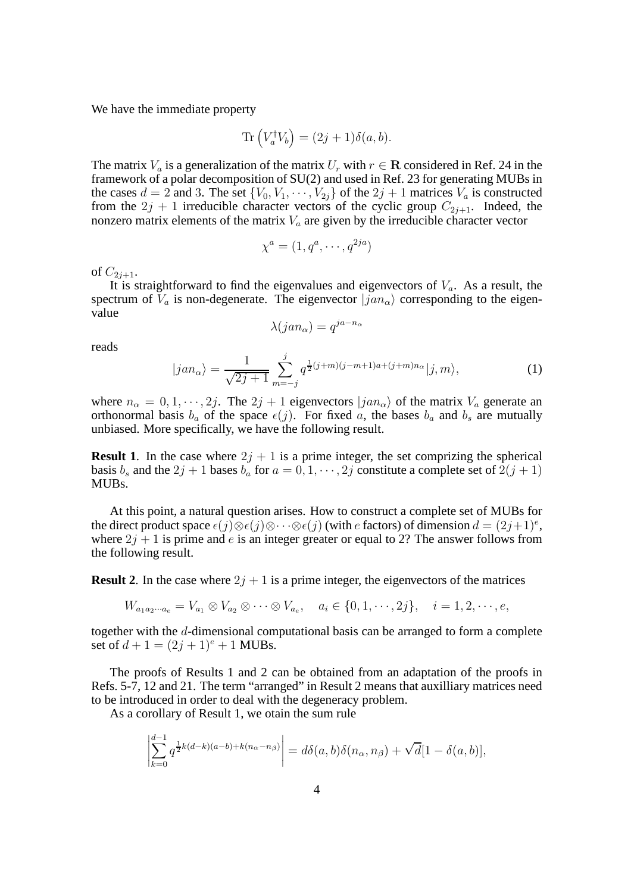We have the immediate property

$$\mathrm{Tr}\left(V_a^\dagger V_b\right) = (2j+1)\delta(a,b).$$

The matrix $V_a$ is a generalization of the matrix $U_r$ with $r \in \mathbf{R}$ considered in Ref. 24 in the framework of a polar decomposition of SU(2) and used in Ref. 23 for generating MUBs in the cases $d = 2$ and 3. The set $\{V_0, V_1, \cdots, V_{2j}\}$ of the $2j+1$ matrices $V_a$ is constructed from the $2j+1$ irreducible character vectors of the cyclic group $C_{2j+1}$. Indeed, the nonzero matrix elements of the matrix $V_a$ are given by the irreducible character vector

$$\chi^a = (1, q^a, \cdots, q^{2ja})$$

of $C_{2j+1}$.

It is straightforward to find the eigenvalues and eigenvectors of $V_a$. As a result, the spectrum of $V_a$ is non-degenerate. The eigenvector $|jan_\alpha\rangle$ corresponding to the eigenvalue

$$\lambda(jan_\alpha) = q^{ja - n_\alpha}$$

reads

$$|jan_\alpha\rangle = \frac{1}{\sqrt{2j+1}} \sum_{m=-j}^{j} q^{\frac{1}{2}(j+m)(j-m+1)a + (j+m)n_\alpha} |j,m\rangle, \tag{1}$$

where $n_\alpha = 0, 1, \cdots, 2j$. The $2j+1$ eigenvectors $|jan_\alpha\rangle$ of the matrix $V_a$ generate an orthonormal basis $b_a$ of the space $\epsilon(j)$. For fixed $a$, the bases $b_a$ and $b_s$ are mutually unbiased. More specifically, we have the following result.

**Result 1**. In the case where $2j+1$ is a prime integer, the set comprizing the spherical basis $b_s$ and the $2j+1$ bases $b_a$ for $a = 0, 1, \cdots, 2j$ constitute a complete set of $2(j+1)$ MUBs.

At this point, a natural question arises. How to construct a complete set of MUBs for the direct product space $\epsilon(j) \otimes \epsilon(j) \otimes \cdots \otimes \epsilon(j)$ (with $e$ factors) of dimension $d = (2j+1)^e$, where $2j+1$ is prime and $e$ is an integer greater or equal to 2? The answer follows from the following result.

**Result 2**. In the case where $2j+1$ is a prime integer, the eigenvectors of the matrices

$$W_{a_1 a_2 \cdots a_e} = V_{a_1} \otimes V_{a_2} \otimes \cdots \otimes V_{a_e}, \quad a_i \in \{0, 1, \cdots, 2j\}, \quad i = 1, 2, \cdots, e,$$

together with the $d$-dimensional computational basis can be arranged to form a complete set of $d + 1 = (2j+1)^e + 1$ MUBs.

The proofs of Results 1 and 2 can be obtained from an adaptation of the proofs in Refs. 5-7, 12 and 21. The term "arranged" in Result 2 means that auxilliary matrices need to be introduced in order to deal with the degeneracy problem.

As a corollary of Result 1, we otain the sum rule

$$\left| \sum_{k=0}^{d-1} q^{\frac{1}{2}k(d-k)(a-b) + k(n_\alpha - n_\beta)} \right| = d\delta(a,b)\delta(n_\alpha, n_\beta) + \sqrt{d}[1 - \delta(a,b)],$$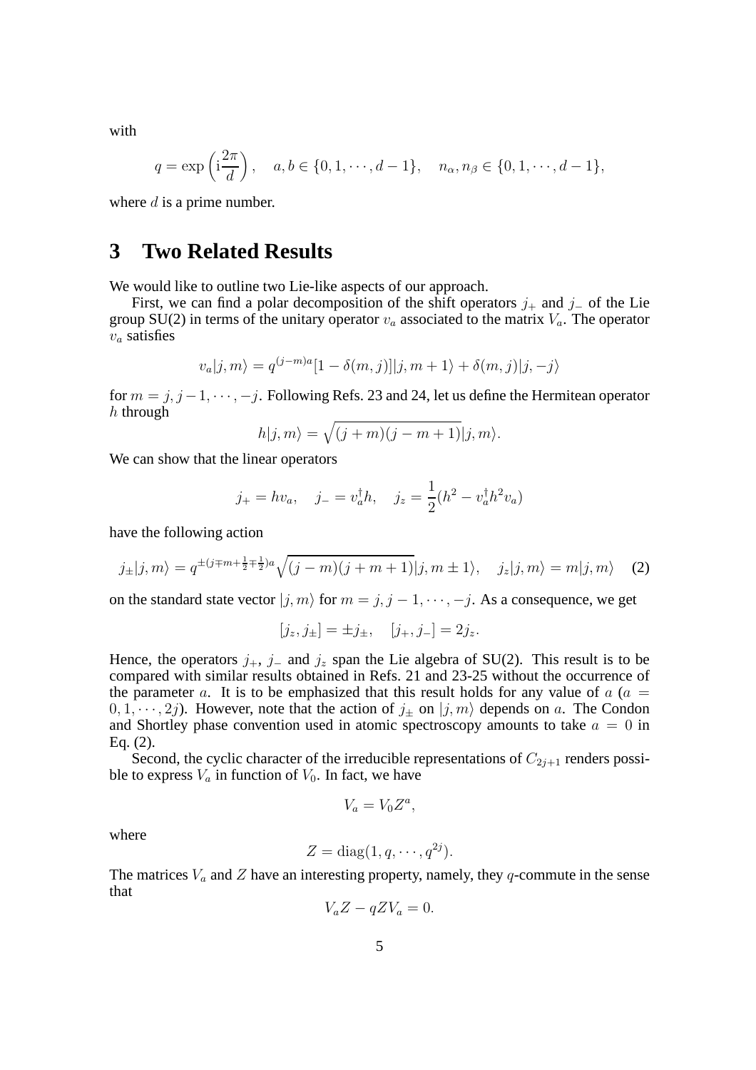with

$$q = \exp\left(\mathrm{i}\frac{2\pi}{d}\right), \quad a, b \in \{0, 1, \cdots, d-1\}, \quad n_\alpha, n_\beta \in \{0, 1, \cdots, d-1\},$$

where $d$ is a prime number.

# 3 Two Related Results

We would like to outline two Lie-like aspects of our approach.

First, we can find a polar decomposition of the shift operators $j_+$ and $j_-$ of the Lie group SU(2) in terms of the unitary operator $v_a$ associated to the matrix $V_a$. The operator $v_a$ satisfies

$$v_a|j, m\rangle = q^{(j-m)a}[1 - \delta(m, j)]|j, m+1\rangle + \delta(m, j)|j, -j\rangle$$

for $m = j, j-1, \cdots, -j$. Following Refs. 23 and 24, let us define the Hermitean operator $h$ through

$$h|j, m\rangle = \sqrt{(j+m)(j-m+1)}|j, m\rangle.$$

We can show that the linear operators

$$j_+ = hv_a, \quad j_- = v_a^\dagger h, \quad j_z = \frac{1}{2}(h^2 - v_a^\dagger h^2 v_a)$$

have the following action

$$j_\pm|j, m\rangle = q^{\pm(j \mp m + \frac{1}{2} \mp \frac{1}{2})a}\sqrt{(j-m)(j+m+1)}|j, m \pm 1\rangle, \quad j_z|j, m\rangle = m|j, m\rangle \quad (2)$$

on the standard state vector $|j, m\rangle$ for $m = j, j-1, \cdots, -j$. As a consequence, we get

$$[j_z, j_\pm] = \pm j_\pm, \quad [j_+, j_-] = 2j_z.$$

Hence, the operators $j_+$, $j_-$ and $j_z$ span the Lie algebra of SU(2). This result is to be compared with similar results obtained in Refs. 21 and 23-25 without the occurrence of the parameter $a$. It is to be emphasized that this result holds for any value of $a$ ($a = 0, 1, \cdots, 2j$). However, note that the action of $j_\pm$ on $|j, m\rangle$ depends on $a$. The Condon and Shortley phase convention used in atomic spectroscopy amounts to take $a = 0$ in Eq. (2).

Second, the cyclic character of the irreducible representations of $C_{2j+1}$ renders possible to express $V_a$ in function of $V_0$. In fact, we have

$$V_a = V_0 Z^a,$$

where

$$Z = \mathrm{diag}(1, q, \cdots, q^{2j}).$$

The matrices $V_a$ and $Z$ have an interesting property, namely, they $q$-commute in the sense that

$$V_a Z - qZV_a = 0.$$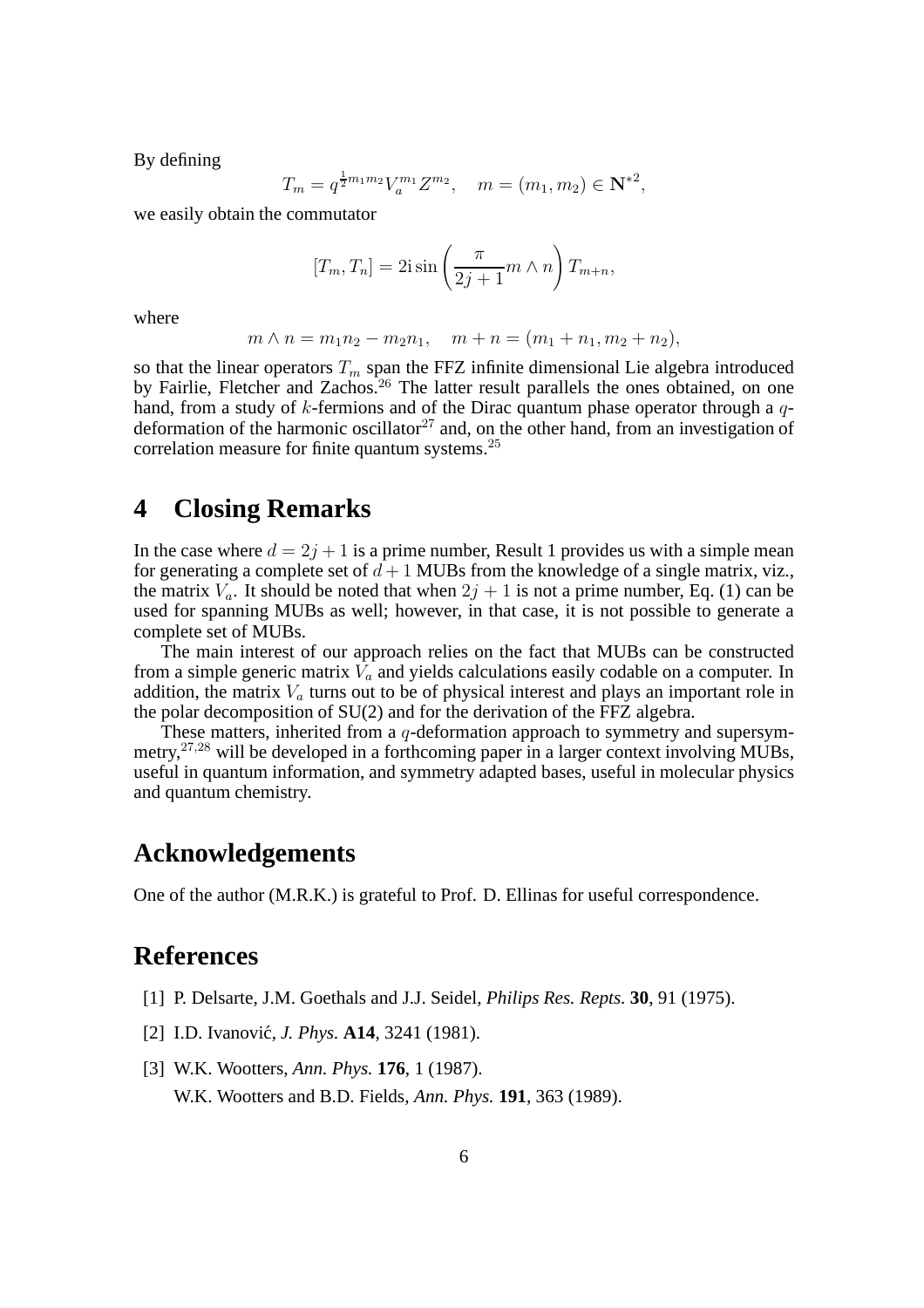By defining

$$T_m = q^{\frac{1}{2}m_1 m_2} V_a^{m_1} Z^{m_2}, \quad m = (m_1, m_2) \in \mathbf{N}^{*2},$$

we easily obtain the commutator

$$[T_m, T_n] = 2\mathrm{i} \sin \left( \frac{\pi}{2j+1} m \wedge n \right) T_{m+n},$$

where

$$m \wedge n = m_1 n_2 - m_2 n_1, \quad m + n = (m_1 + n_1, m_2 + n_2),$$

so that the linear operators $T_m$ span the FFZ infinite dimensional Lie algebra introduced by Fairlie, Fletcher and Zachos.[26] The latter result parallels the ones obtained, on one hand, from a study of $k$-fermions and of the Dirac quantum phase operator through a $q$-deformation of the harmonic oscillator[27] and, on the other hand, from an investigation of correlation measure for finite quantum systems.[25]

## 4 Closing Remarks

In the case where $d = 2j + 1$ is a prime number, Result 1 provides us with a simple mean for generating a complete set of $d + 1$ MUBs from the knowledge of a single matrix, viz., the matrix $V_a$. It should be noted that when $2j + 1$ is not a prime number, Eq. (1) can be used for spanning MUBs as well; however, in that case, it is not possible to generate a complete set of MUBs.

The main interest of our approach relies on the fact that MUBs can be constructed from a simple generic matrix $V_a$ and yields calculations easily codable on a computer. In addition, the matrix $V_a$ turns out to be of physical interest and plays an important role in the polar decomposition of SU(2) and for the derivation of the FFZ algebra.

These matters, inherited from a $q$-deformation approach to symmetry and supersymmetry,[27,28] will be developed in a forthcoming paper in a larger context involving MUBs, useful in quantum information, and symmetry adapted bases, useful in molecular physics and quantum chemistry.

## Acknowledgements

One of the author (M.R.K.) is grateful to Prof. D. Ellinas for useful correspondence.

## References

[1] P. Delsarte, J.M. Goethals and J.J. Seidel, *Philips Res. Repts.* **30**, 91 (1975).

[2] I.D. Ivanović, *J. Phys.* **A14**, 3241 (1981).

[3] W.K. Wootters, *Ann. Phys.* **176**, 1 (1987).
W.K. Wootters and B.D. Fields, *Ann. Phys.* **191**, 363 (1989).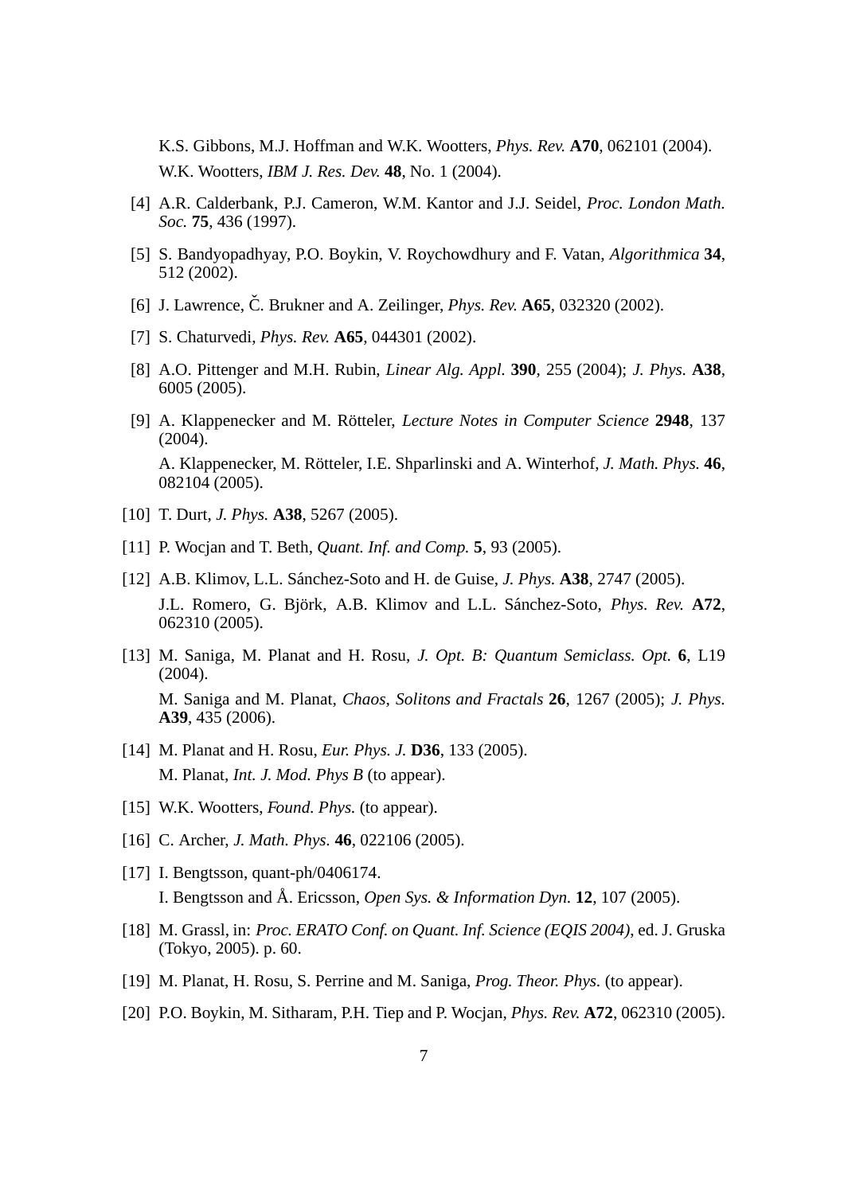K.S. Gibbons, M.J. Hoffman and W.K. Wootters, *Phys. Rev.* **A70**, 062101 (2004).
W.K. Wootters, *IBM J. Res. Dev.* **48**, No. 1 (2004).

[4] A.R. Calderbank, P.J. Cameron, W.M. Kantor and J.J. Seidel, *Proc. London Math. Soc.* **75**, 436 (1997).

[5] S. Bandyopadhyay, P.O. Boykin, V. Roychowdhury and F. Vatan, *Algorithmica* **34**, 512 (2002).

[6] J. Lawrence, Č. Brukner and A. Zeilinger, *Phys. Rev.* **A65**, 032320 (2002).

[7] S. Chaturvedi, *Phys. Rev.* **A65**, 044301 (2002).

[8] A.O. Pittenger and M.H. Rubin, *Linear Alg. Appl.* **390**, 255 (2004); *J. Phys.* **A38**, 6005 (2005).

[9] A. Klappenecker and M. Rötteler, *Lecture Notes in Computer Science* **2948**, 137 (2004).
A. Klappenecker, M. Rötteler, I.E. Shparlinski and A. Winterhof, *J. Math. Phys.* **46**, 082104 (2005).

[10] T. Durt, *J. Phys.* **A38**, 5267 (2005).

[11] P. Wocjan and T. Beth, *Quant. Inf. and Comp.* **5**, 93 (2005).

[12] A.B. Klimov, L.L. Sánchez-Soto and H. de Guise, *J. Phys.* **A38**, 2747 (2005).
J.L. Romero, G. Björk, A.B. Klimov and L.L. Sánchez-Soto, *Phys. Rev.* **A72**, 062310 (2005).

[13] M. Saniga, M. Planat and H. Rosu, *J. Opt. B: Quantum Semiclass. Opt.* **6**, L19 (2004).
M. Saniga and M. Planat, *Chaos, Solitons and Fractals* **26**, 1267 (2005); *J. Phys.* **A39**, 435 (2006).

[14] M. Planat and H. Rosu, *Eur. Phys. J.* **D36**, 133 (2005).
M. Planat, *Int. J. Mod. Phys B* (to appear).

[15] W.K. Wootters, *Found. Phys.* (to appear).

[16] C. Archer, *J. Math. Phys.* **46**, 022106 (2005).

[17] I. Bengtsson, quant-ph/0406174.
I. Bengtsson and Å. Ericsson, *Open Sys. & Information Dyn.* **12**, 107 (2005).

[18] M. Grassl, in: *Proc. ERATO Conf. on Quant. Inf. Science (EQIS 2004)*, ed. J. Gruska (Tokyo, 2005). p. 60.

[19] M. Planat, H. Rosu, S. Perrine and M. Saniga, *Prog. Theor. Phys.* (to appear).

[20] P.O. Boykin, M. Sitharam, P.H. Tiep and P. Wocjan, *Phys. Rev.* **A72**, 062310 (2005).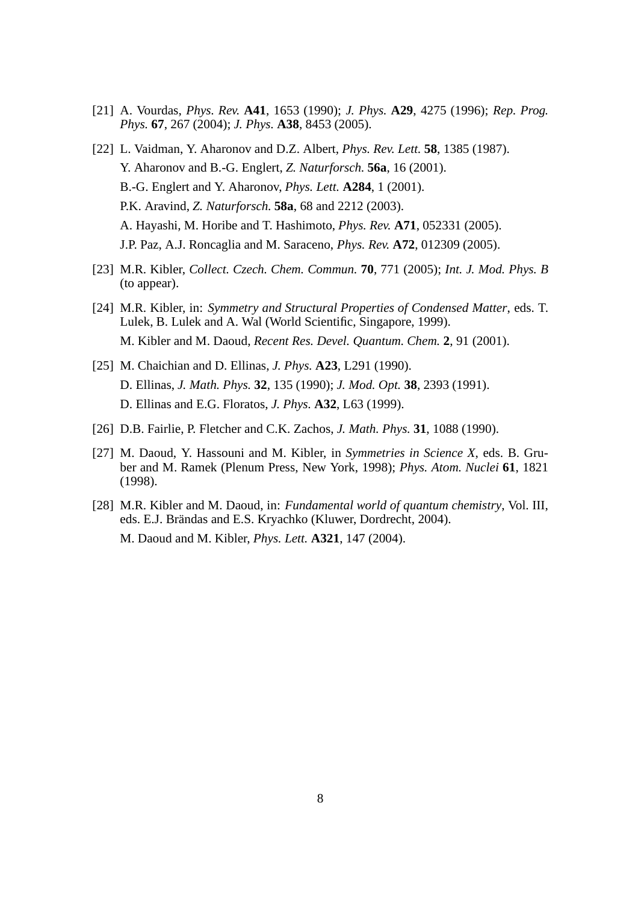[21] A. Vourdas, *Phys. Rev.* **A41**, 1653 (1990); *J. Phys.* **A29**, 4275 (1996); *Rep. Prog. Phys.* **67**, 267 (2004); *J. Phys.* **A38**, 8453 (2005).

[22] L. Vaidman, Y. Aharonov and D.Z. Albert, *Phys. Rev. Lett.* **58**, 1385 (1987).
Y. Aharonov and B.-G. Englert, *Z. Naturforsch.* **56a**, 16 (2001).
B.-G. Englert and Y. Aharonov, *Phys. Lett.* **A284**, 1 (2001).
P.K. Aravind, *Z. Naturforsch.* **58a**, 68 and 2212 (2003).
A. Hayashi, M. Horibe and T. Hashimoto, *Phys. Rev.* **A71**, 052331 (2005).
J.P. Paz, A.J. Roncaglia and M. Saraceno, *Phys. Rev.* **A72**, 012309 (2005).

[23] M.R. Kibler, *Collect. Czech. Chem. Commun.* **70**, 771 (2005); *Int. J. Mod. Phys. B* (to appear).

[24] M.R. Kibler, in: *Symmetry and Structural Properties of Condensed Matter*, eds. T. Lulek, B. Lulek and A. Wal (World Scientific, Singapore, 1999).
M. Kibler and M. Daoud, *Recent Res. Devel. Quantum. Chem.* **2**, 91 (2001).

[25] M. Chaichian and D. Ellinas, *J. Phys.* **A23**, L291 (1990).
D. Ellinas, *J. Math. Phys.* **32**, 135 (1990); *J. Mod. Opt.* **38**, 2393 (1991).
D. Ellinas and E.G. Floratos, *J. Phys.* **A32**, L63 (1999).

[26] D.B. Fairlie, P. Fletcher and C.K. Zachos, *J. Math. Phys.* **31**, 1088 (1990).

[27] M. Daoud, Y. Hassouni and M. Kibler, in *Symmetries in Science X*, eds. B. Gruber and M. Ramek (Plenum Press, New York, 1998); *Phys. Atom. Nuclei* **61**, 1821 (1998).

[28] M.R. Kibler and M. Daoud, in: *Fundamental world of quantum chemistry*, Vol. III, eds. E.J. Brändas and E.S. Kryachko (Kluwer, Dordrecht, 2004).
M. Daoud and M. Kibler, *Phys. Lett.* **A321**, 147 (2004).